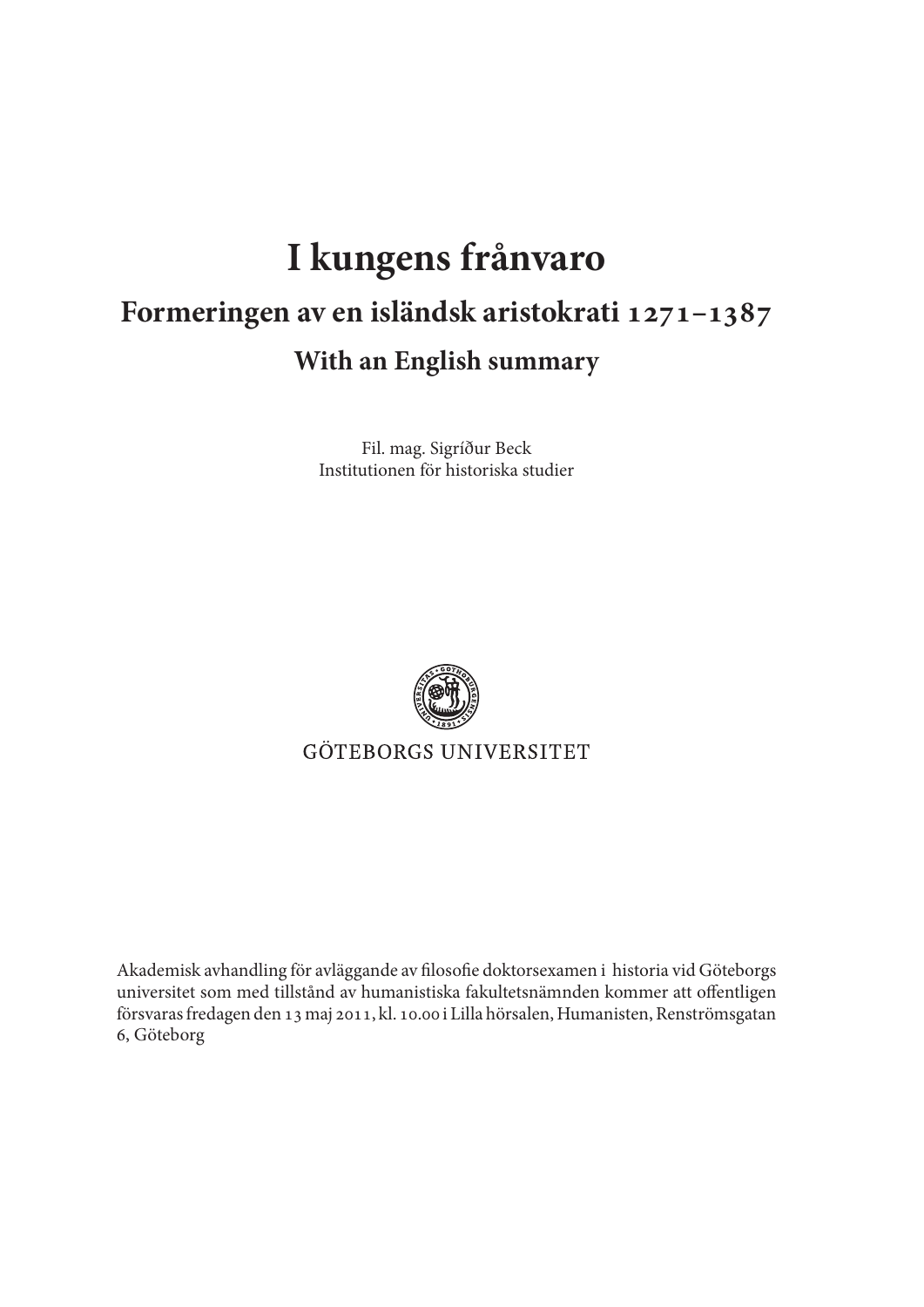# I kungens frånvaro

## Formeringen av en isländsk aristokrati 1271–1387

### With an English summary

Fil. mag. Sigríður Beck
Institutionen för historiska studier

GÖTEBORGS UNIVERSITET

Akademisk avhandling för avläggande av filosofie doktorsexamen i historia vid Göteborgs universitet som med tillstånd av humanistiska fakultetsnämnden kommer att offentligen försvaras fredagen den 13 maj 2011, kl. 10.00 i Lilla hörsalen, Humanisten, Renströmsgatan 6, Göteborg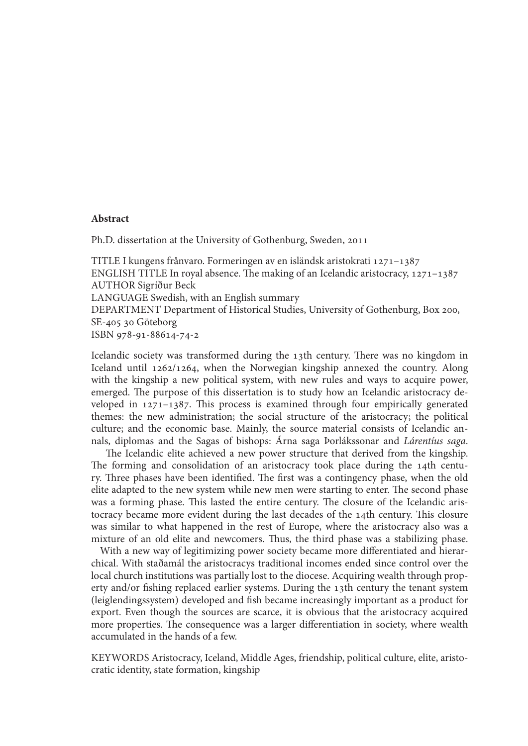**Abstract**

Ph.D. dissertation at the University of Gothenburg, Sweden, 2011

TITLE I kungens frånvaro. Formeringen av en isländsk aristokrati 1271–1387
ENGLISH TITLE In royal absence. The making of an Icelandic aristocracy, 1271–1387
AUTHOR Sigríður Beck
LANGUAGE Swedish, with an English summary
DEPARTMENT Department of Historical Studies, University of Gothenburg, Box 200, SE-405 30 Göteborg
ISBN 978-91-88614-74-2

Icelandic society was transformed during the 13th century. There was no kingdom in Iceland until 1262/1264, when the Norwegian kingship annexed the country. Along with the kingship a new political system, with new rules and ways to acquire power, emerged. The purpose of this dissertation is to study how an Icelandic aristocracy developed in 1271–1387. This process is examined through four empirically generated themes: the new administration; the social structure of the aristocracy; the political culture; and the economic base. Mainly, the source material consists of Icelandic annals, diplomas and the Sagas of bishops: Árna saga Þorlákssonar and *Lárentíus saga*.

The Icelandic elite achieved a new power structure that derived from the kingship. The forming and consolidation of an aristocracy took place during the 14th century. Three phases have been identified. The first was a contingency phase, when the old elite adapted to the new system while new men were starting to enter. The second phase was a forming phase. This lasted the entire century. The closure of the Icelandic aristocracy became more evident during the last decades of the 14th century. This closure was similar to what happened in the rest of Europe, where the aristocracy also was a mixture of an old elite and newcomers. Thus, the third phase was a stabilizing phase.

With a new way of legitimizing power society became more differentiated and hierarchical. With staðamál the aristocracys traditional incomes ended since control over the local church institutions was partially lost to the diocese. Acquiring wealth through property and/or fishing replaced earlier systems. During the 13th century the tenant system (leiglendingssystem) developed and fish became increasingly important as a product for export. Even though the sources are scarce, it is obvious that the aristocracy acquired more properties. The consequence was a larger differentiation in society, where wealth accumulated in the hands of a few.

KEYWORDS Aristocracy, Iceland, Middle Ages, friendship, political culture, elite, aristocratic identity, state formation, kingship